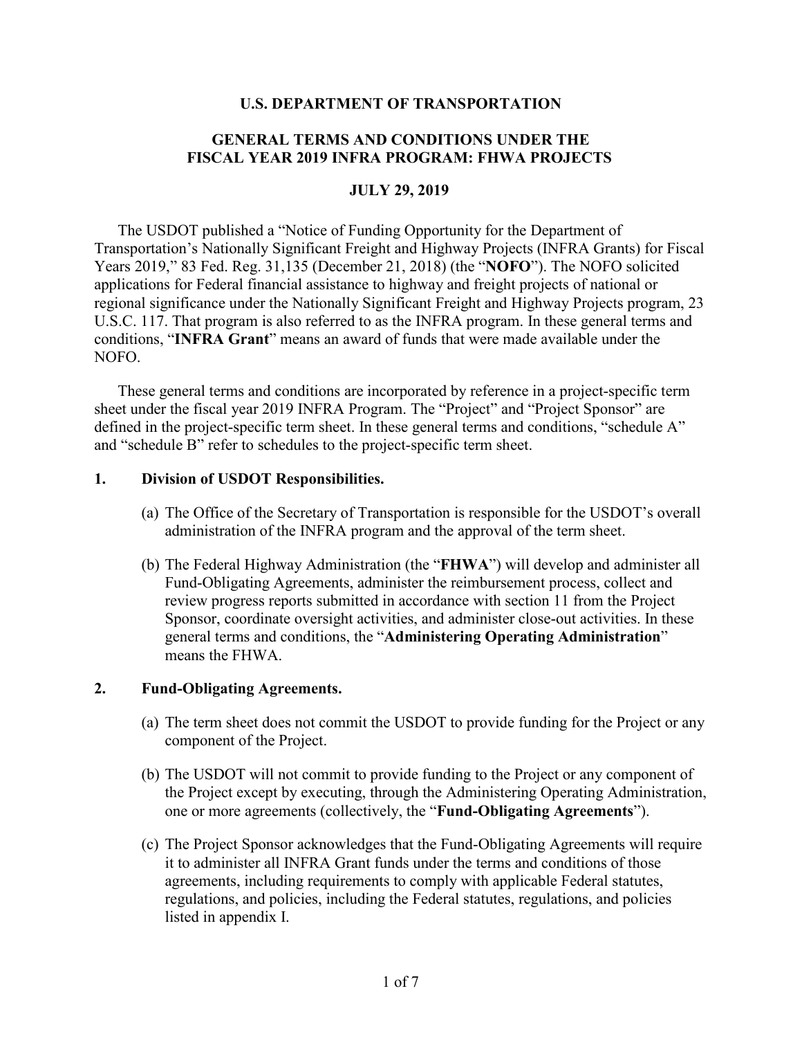# U.S. DEPARTMENT OF TRANSPORTATION

## GENERAL TERMS AND CONDITIONS UNDER THE FISCAL YEAR 2019 INFRA PROGRAM: FHWA PROJECTS

**JULY 29, 2019**

The USDOT published a "Notice of Funding Opportunity for the Department of Transportation's Nationally Significant Freight and Highway Projects (INFRA Grants) for Fiscal Years 2019," 83 Fed. Reg. 31,135 (December 21, 2018) (the "**NOFO**"). The NOFO solicited applications for Federal financial assistance to highway and freight projects of national or regional significance under the Nationally Significant Freight and Highway Projects program, 23 U.S.C. 117. That program is also referred to as the INFRA program. In these general terms and conditions, "**INFRA Grant**" means an award of funds that were made available under the NOFO.

These general terms and conditions are incorporated by reference in a project-specific term sheet under the fiscal year 2019 INFRA Program. The "Project" and "Project Sponsor" are defined in the project-specific term sheet. In these general terms and conditions, "schedule A" and "schedule B" refer to schedules to the project-specific term sheet.

### 1. Division of USDOT Responsibilities.

(a) The Office of the Secretary of Transportation is responsible for the USDOT's overall administration of the INFRA program and the approval of the term sheet.

(b) The Federal Highway Administration (the "**FHWA**") will develop and administer all Fund-Obligating Agreements, administer the reimbursement process, collect and review progress reports submitted in accordance with section 11 from the Project Sponsor, coordinate oversight activities, and administer close-out activities. In these general terms and conditions, the "**Administering Operating Administration**" means the FHWA.

### 2. Fund-Obligating Agreements.

(a) The term sheet does not commit the USDOT to provide funding for the Project or any component of the Project.

(b) The USDOT will not commit to provide funding to the Project or any component of the Project except by executing, through the Administering Operating Administration, one or more agreements (collectively, the "**Fund-Obligating Agreements**").

(c) The Project Sponsor acknowledges that the Fund-Obligating Agreements will require it to administer all INFRA Grant funds under the terms and conditions of those agreements, including requirements to comply with applicable Federal statutes, regulations, and policies, including the Federal statutes, regulations, and policies listed in appendix I.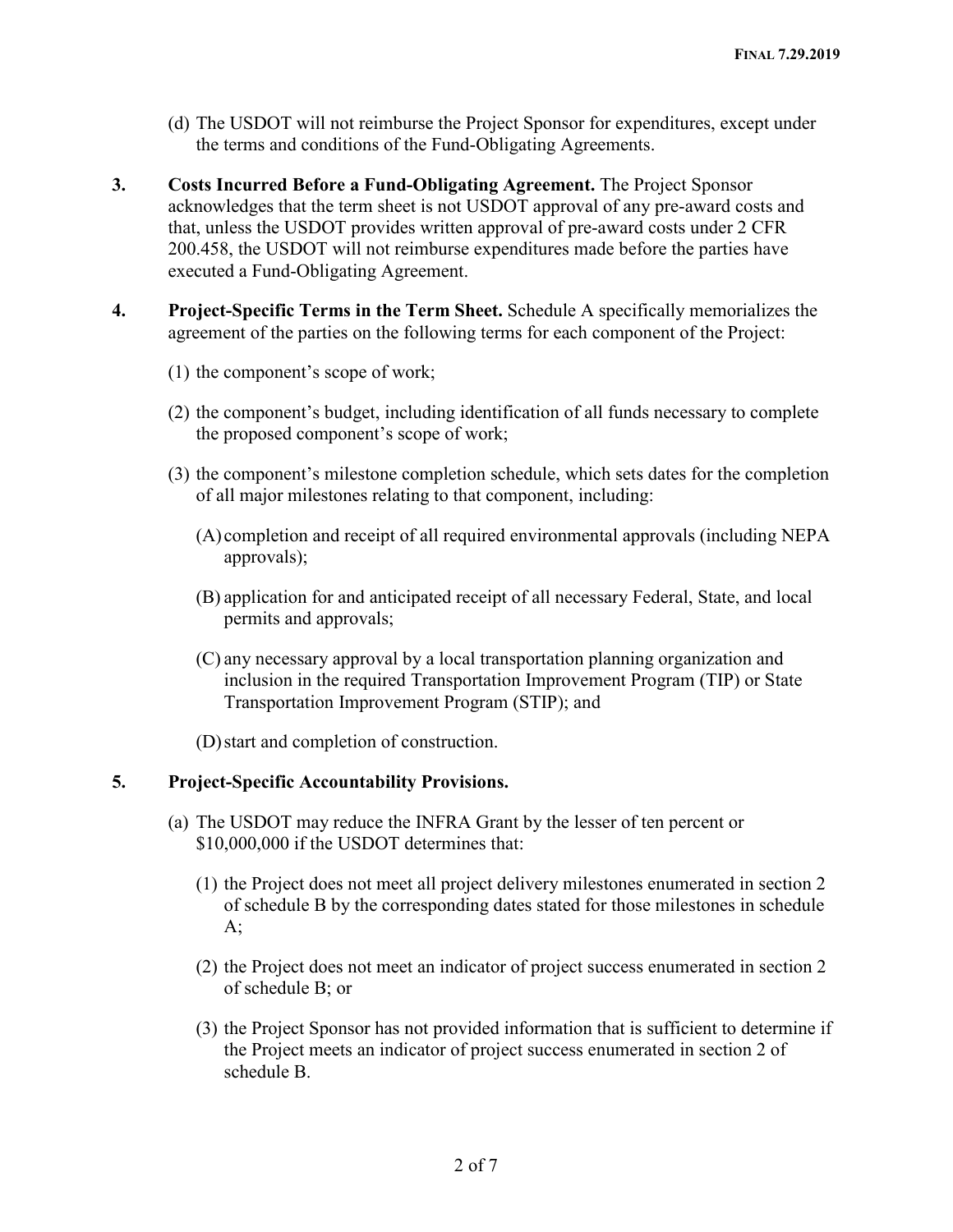(d) The USDOT will not reimburse the Project Sponsor for expenditures, except under the terms and conditions of the Fund-Obligating Agreements.

**3. Costs Incurred Before a Fund-Obligating Agreement.** The Project Sponsor acknowledges that the term sheet is not USDOT approval of any pre-award costs and that, unless the USDOT provides written approval of pre-award costs under 2 CFR 200.458, the USDOT will not reimburse expenditures made before the parties have executed a Fund-Obligating Agreement.

**4. Project-Specific Terms in the Term Sheet.** Schedule A specifically memorializes the agreement of the parties on the following terms for each component of the Project:

(1) the component's scope of work;

(2) the component's budget, including identification of all funds necessary to complete the proposed component's scope of work;

(3) the component's milestone completion schedule, which sets dates for the completion of all major milestones relating to that component, including:

(A) completion and receipt of all required environmental approvals (including NEPA approvals);

(B) application for and anticipated receipt of all necessary Federal, State, and local permits and approvals;

(C) any necessary approval by a local transportation planning organization and inclusion in the required Transportation Improvement Program (TIP) or State Transportation Improvement Program (STIP); and

(D) start and completion of construction.

**5. Project-Specific Accountability Provisions.**

(a) The USDOT may reduce the INFRA Grant by the lesser of ten percent or $10,000,000 if the USDOT determines that:

(1) the Project does not meet all project delivery milestones enumerated in section 2 of schedule B by the corresponding dates stated for those milestones in schedule A;

(2) the Project does not meet an indicator of project success enumerated in section 2 of schedule B; or

(3) the Project Sponsor has not provided information that is sufficient to determine if the Project meets an indicator of project success enumerated in section 2 of schedule B.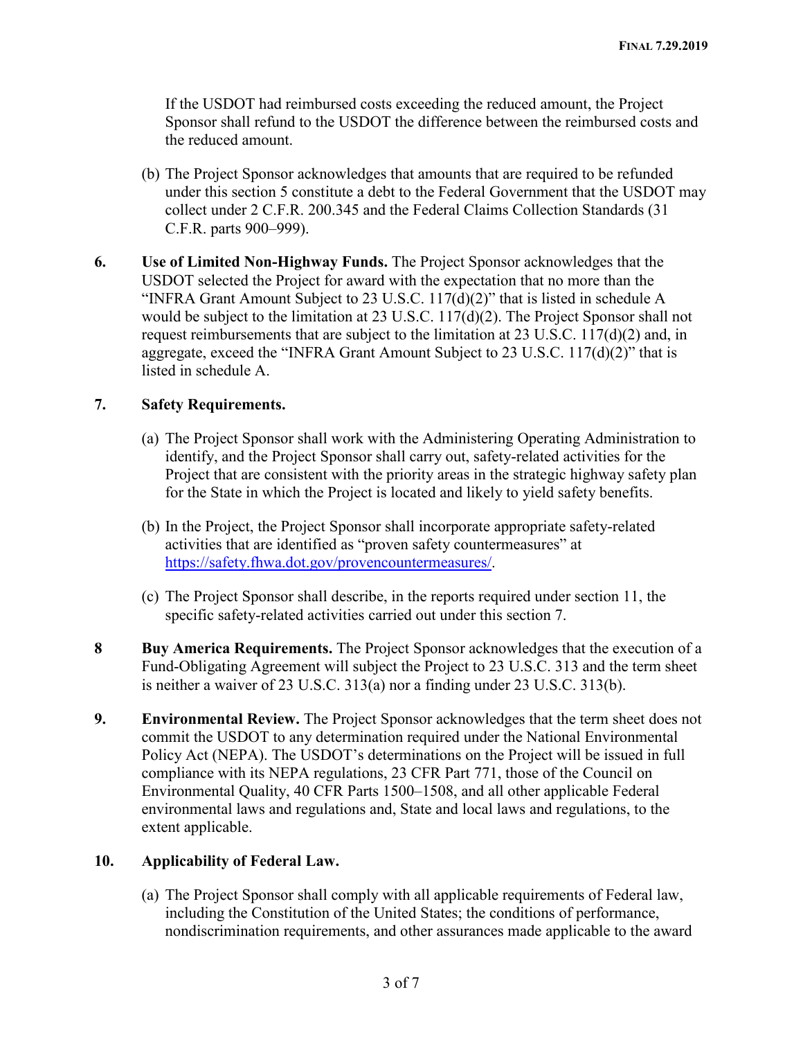If the USDOT had reimbursed costs exceeding the reduced amount, the Project Sponsor shall refund to the USDOT the difference between the reimbursed costs and the reduced amount.

(b) The Project Sponsor acknowledges that amounts that are required to be refunded under this section 5 constitute a debt to the Federal Government that the USDOT may collect under 2 C.F.R. 200.345 and the Federal Claims Collection Standards (31 C.F.R. parts 900–999).

**6. Use of Limited Non-Highway Funds.** The Project Sponsor acknowledges that the USDOT selected the Project for award with the expectation that no more than the "INFRA Grant Amount Subject to 23 U.S.C. 117(d)(2)" that is listed in schedule A would be subject to the limitation at 23 U.S.C. 117(d)(2). The Project Sponsor shall not request reimbursements that are subject to the limitation at 23 U.S.C. 117(d)(2) and, in aggregate, exceed the "INFRA Grant Amount Subject to 23 U.S.C. 117(d)(2)" that is listed in schedule A.

**7. Safety Requirements.**

(a) The Project Sponsor shall work with the Administering Operating Administration to identify, and the Project Sponsor shall carry out, safety-related activities for the Project that are consistent with the priority areas in the strategic highway safety plan for the State in which the Project is located and likely to yield safety benefits.

(b) In the Project, the Project Sponsor shall incorporate appropriate safety-related activities that are identified as "proven safety countermeasures" at https://safety.fhwa.dot.gov/provencountermeasures/.

(c) The Project Sponsor shall describe, in the reports required under section 11, the specific safety-related activities carried out under this section 7.

**8 Buy America Requirements.** The Project Sponsor acknowledges that the execution of a Fund-Obligating Agreement will subject the Project to 23 U.S.C. 313 and the term sheet is neither a waiver of 23 U.S.C. 313(a) nor a finding under 23 U.S.C. 313(b).

**9. Environmental Review.** The Project Sponsor acknowledges that the term sheet does not commit the USDOT to any determination required under the National Environmental Policy Act (NEPA). The USDOT's determinations on the Project will be issued in full compliance with its NEPA regulations, 23 CFR Part 771, those of the Council on Environmental Quality, 40 CFR Parts 1500–1508, and all other applicable Federal environmental laws and regulations and, State and local laws and regulations, to the extent applicable.

**10. Applicability of Federal Law.**

(a) The Project Sponsor shall comply with all applicable requirements of Federal law, including the Constitution of the United States; the conditions of performance, nondiscrimination requirements, and other assurances made applicable to the award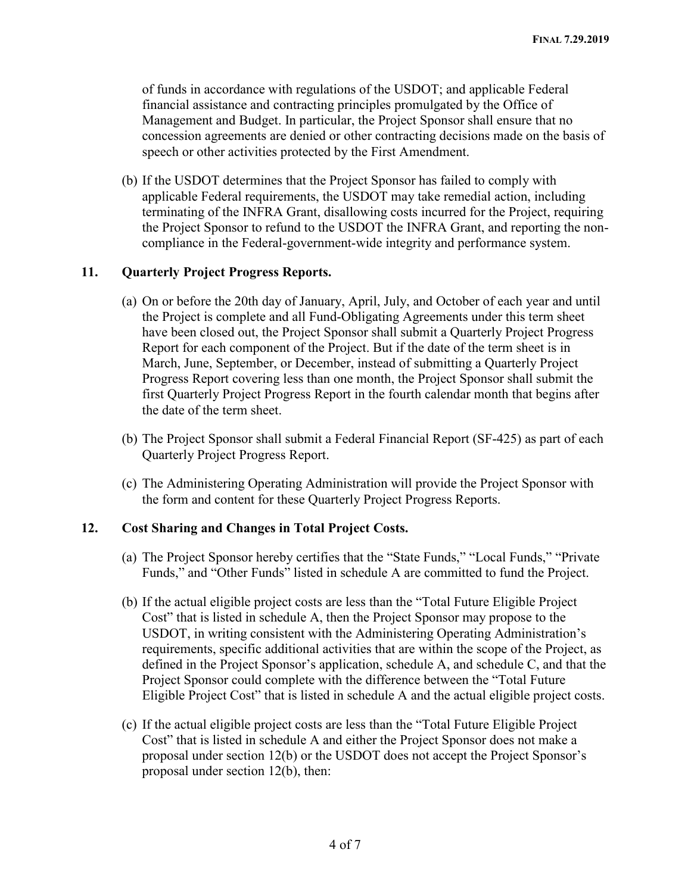of funds in accordance with regulations of the USDOT; and applicable Federal financial assistance and contracting principles promulgated by the Office of Management and Budget. In particular, the Project Sponsor shall ensure that no concession agreements are denied or other contracting decisions made on the basis of speech or other activities protected by the First Amendment.

(b) If the USDOT determines that the Project Sponsor has failed to comply with applicable Federal requirements, the USDOT may take remedial action, including terminating of the INFRA Grant, disallowing costs incurred for the Project, requiring the Project Sponsor to refund to the USDOT the INFRA Grant, and reporting the non-compliance in the Federal-government-wide integrity and performance system.

## 11. Quarterly Project Progress Reports.

(a) On or before the 20th day of January, April, July, and October of each year and until the Project is complete and all Fund-Obligating Agreements under this term sheet have been closed out, the Project Sponsor shall submit a Quarterly Project Progress Report for each component of the Project. But if the date of the term sheet is in March, June, September, or December, instead of submitting a Quarterly Project Progress Report covering less than one month, the Project Sponsor shall submit the first Quarterly Project Progress Report in the fourth calendar month that begins after the date of the term sheet.

(b) The Project Sponsor shall submit a Federal Financial Report (SF-425) as part of each Quarterly Project Progress Report.

(c) The Administering Operating Administration will provide the Project Sponsor with the form and content for these Quarterly Project Progress Reports.

## 12. Cost Sharing and Changes in Total Project Costs.

(a) The Project Sponsor hereby certifies that the "State Funds," "Local Funds," "Private Funds," and "Other Funds" listed in schedule A are committed to fund the Project.

(b) If the actual eligible project costs are less than the "Total Future Eligible Project Cost" that is listed in schedule A, then the Project Sponsor may propose to the USDOT, in writing consistent with the Administering Operating Administration's requirements, specific additional activities that are within the scope of the Project, as defined in the Project Sponsor's application, schedule A, and schedule C, and that the Project Sponsor could complete with the difference between the "Total Future Eligible Project Cost" that is listed in schedule A and the actual eligible project costs.

(c) If the actual eligible project costs are less than the "Total Future Eligible Project Cost" that is listed in schedule A and either the Project Sponsor does not make a proposal under section 12(b) or the USDOT does not accept the Project Sponsor's proposal under section 12(b), then: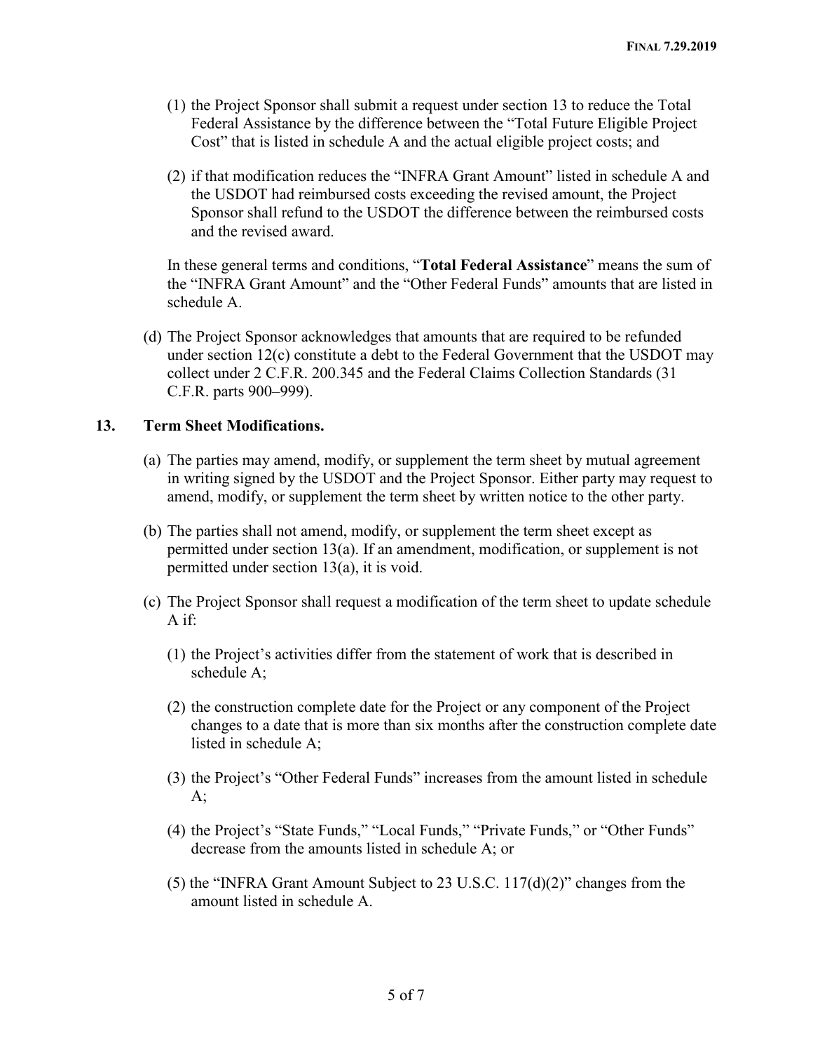(1) the Project Sponsor shall submit a request under section 13 to reduce the Total Federal Assistance by the difference between the "Total Future Eligible Project Cost" that is listed in schedule A and the actual eligible project costs; and

(2) if that modification reduces the "INFRA Grant Amount" listed in schedule A and the USDOT had reimbursed costs exceeding the revised amount, the Project Sponsor shall refund to the USDOT the difference between the reimbursed costs and the revised award.

In these general terms and conditions, "**Total Federal Assistance**" means the sum of the "INFRA Grant Amount" and the "Other Federal Funds" amounts that are listed in schedule A.

(d) The Project Sponsor acknowledges that amounts that are required to be refunded under section 12(c) constitute a debt to the Federal Government that the USDOT may collect under 2 C.F.R. 200.345 and the Federal Claims Collection Standards (31 C.F.R. parts 900–999).

## 13. Term Sheet Modifications.

(a) The parties may amend, modify, or supplement the term sheet by mutual agreement in writing signed by the USDOT and the Project Sponsor. Either party may request to amend, modify, or supplement the term sheet by written notice to the other party.

(b) The parties shall not amend, modify, or supplement the term sheet except as permitted under section 13(a). If an amendment, modification, or supplement is not permitted under section 13(a), it is void.

(c) The Project Sponsor shall request a modification of the term sheet to update schedule A if:

(1) the Project's activities differ from the statement of work that is described in schedule A;

(2) the construction complete date for the Project or any component of the Project changes to a date that is more than six months after the construction complete date listed in schedule A;

(3) the Project's "Other Federal Funds" increases from the amount listed in schedule A;

(4) the Project's "State Funds," "Local Funds," "Private Funds," or "Other Funds" decrease from the amounts listed in schedule A; or

(5) the "INFRA Grant Amount Subject to 23 U.S.C. 117(d)(2)" changes from the amount listed in schedule A.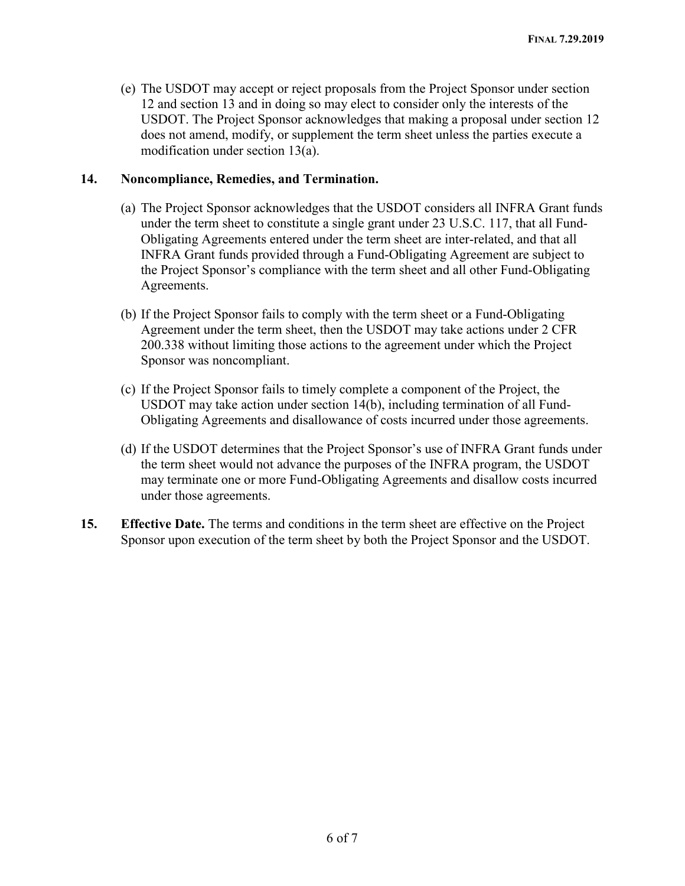(e) The USDOT may accept or reject proposals from the Project Sponsor under section 12 and section 13 and in doing so may elect to consider only the interests of the USDOT. The Project Sponsor acknowledges that making a proposal under section 12 does not amend, modify, or supplement the term sheet unless the parties execute a modification under section 13(a).

**14. Noncompliance, Remedies, and Termination.**

(a) The Project Sponsor acknowledges that the USDOT considers all INFRA Grant funds under the term sheet to constitute a single grant under 23 U.S.C. 117, that all Fund-Obligating Agreements entered under the term sheet are inter-related, and that all INFRA Grant funds provided through a Fund-Obligating Agreement are subject to the Project Sponsor's compliance with the term sheet and all other Fund-Obligating Agreements.

(b) If the Project Sponsor fails to comply with the term sheet or a Fund-Obligating Agreement under the term sheet, then the USDOT may take actions under 2 CFR 200.338 without limiting those actions to the agreement under which the Project Sponsor was noncompliant.

(c) If the Project Sponsor fails to timely complete a component of the Project, the USDOT may take action under section 14(b), including termination of all Fund-Obligating Agreements and disallowance of costs incurred under those agreements.

(d) If the USDOT determines that the Project Sponsor's use of INFRA Grant funds under the term sheet would not advance the purposes of the INFRA program, the USDOT may terminate one or more Fund-Obligating Agreements and disallow costs incurred under those agreements.

**15. Effective Date.** The terms and conditions in the term sheet are effective on the Project Sponsor upon execution of the term sheet by both the Project Sponsor and the USDOT.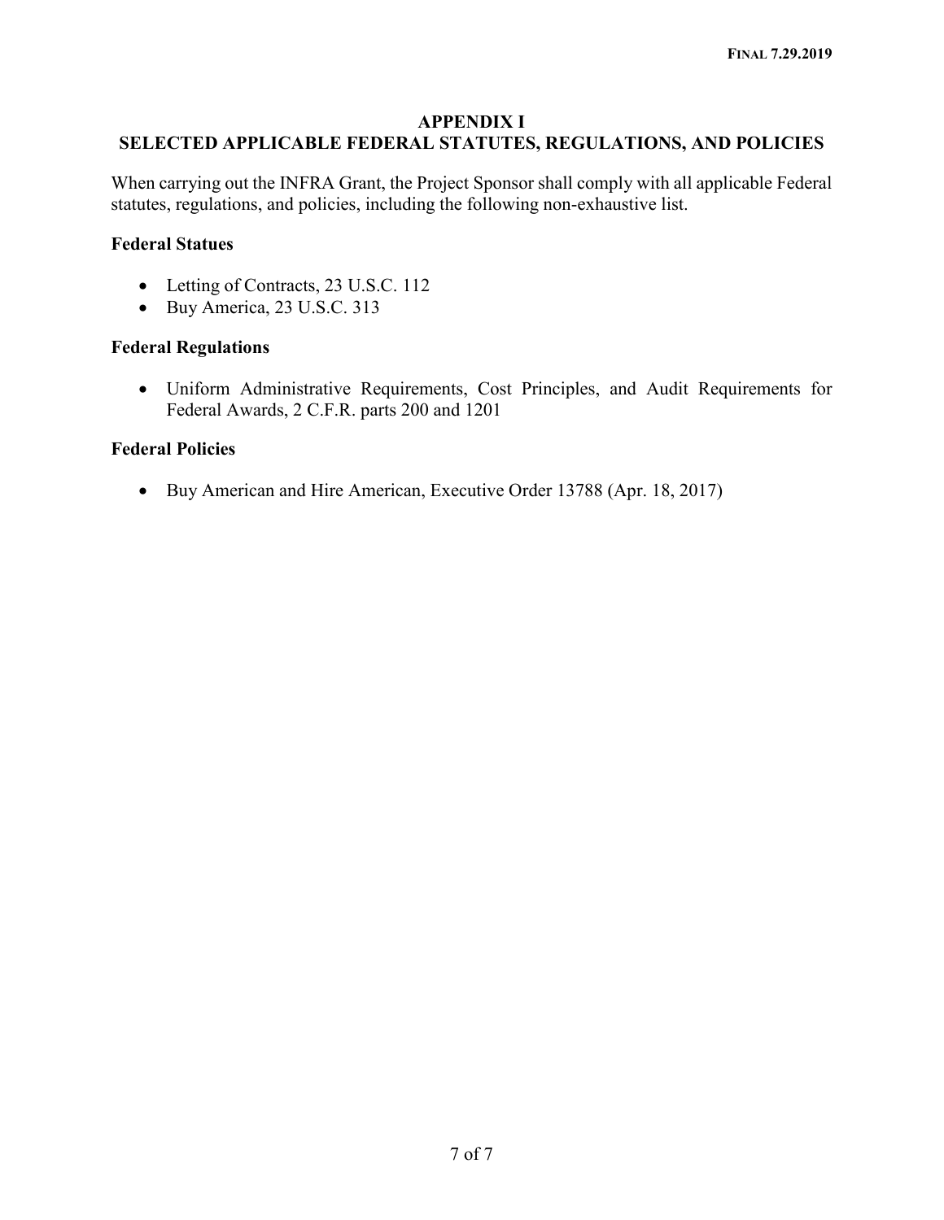## APPENDIX I
## SELECTED APPLICABLE FEDERAL STATUTES, REGULATIONS, AND POLICIES

When carrying out the INFRA Grant, the Project Sponsor shall comply with all applicable Federal statutes, regulations, and policies, including the following non-exhaustive list.

**Federal Statues**

- Letting of Contracts, 23 U.S.C. 112
- Buy America, 23 U.S.C. 313

**Federal Regulations**

- Uniform Administrative Requirements, Cost Principles, and Audit Requirements for Federal Awards, 2 C.F.R. parts 200 and 1201

**Federal Policies**

- Buy American and Hire American, Executive Order 13788 (Apr. 18, 2017)